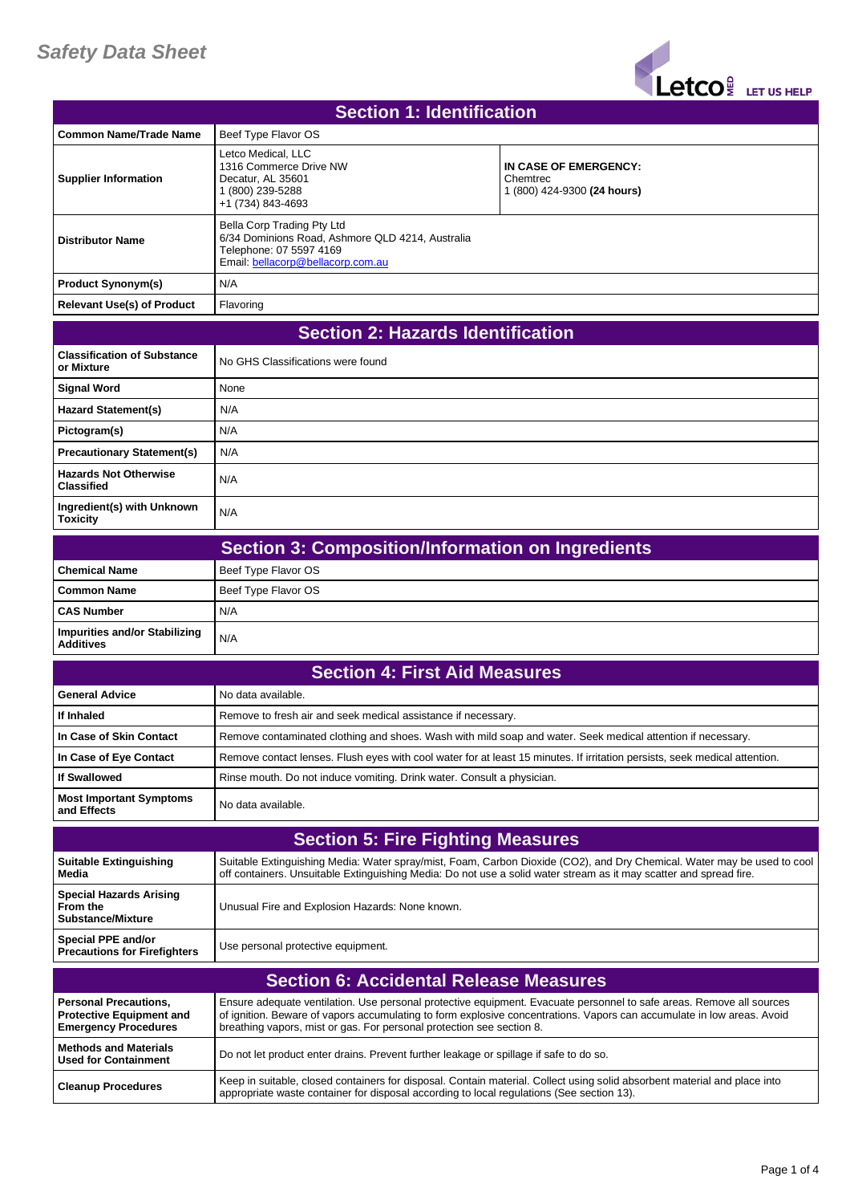# Safety Data Sheet

Letco MED LET US HELP

## Section 1: Identification

| | | |
|---|---|---|
| **Common Name/Trade Name** | Beef Type Flavor OS | |
| **Supplier Information** | Letco Medical, LLC<br>1316 Commerce Drive NW<br>Decatur, AL 35601<br>1 (800) 239-5288<br>+1 (734) 843-4693 | **IN CASE OF EMERGENCY:**<br>Chemtrec<br>1 (800) 424-9300 **(24 hours)** |
| **Distributor Name** | Bella Corp Trading Pty Ltd<br>6/34 Dominions Road, Ashmore QLD 4214, Australia<br>Telephone: 07 5597 4169<br>Email: bellacorp@bellacorp.com.au | |
| **Product Synonym(s)** | N/A | |
| **Relevant Use(s) of Product** | Flavoring | |

## Section 2: Hazards Identification

| | |
|---|---|
| **Classification of Substance or Mixture** | No GHS Classifications were found |
| **Signal Word** | None |
| **Hazard Statement(s)** | N/A |
| **Pictogram(s)** | N/A |
| **Precautionary Statement(s)** | N/A |
| **Hazards Not Otherwise Classified** | N/A |
| **Ingredient(s) with Unknown Toxicity** | N/A |

## Section 3: Composition/Information on Ingredients

| | |
|---|---|
| **Chemical Name** | Beef Type Flavor OS |
| **Common Name** | Beef Type Flavor OS |
| **CAS Number** | N/A |
| **Impurities and/or Stabilizing Additives** | N/A |

## Section 4: First Aid Measures

| | |
|---|---|
| **General Advice** | No data available. |
| **If Inhaled** | Remove to fresh air and seek medical assistance if necessary. |
| **In Case of Skin Contact** | Remove contaminated clothing and shoes. Wash with mild soap and water. Seek medical attention if necessary. |
| **In Case of Eye Contact** | Remove contact lenses. Flush eyes with cool water for at least 15 minutes. If irritation persists, seek medical attention. |
| **If Swallowed** | Rinse mouth. Do not induce vomiting. Drink water. Consult a physician. |
| **Most Important Symptoms and Effects** | No data available. |

## Section 5: Fire Fighting Measures

| | |
|---|---|
| **Suitable Extinguishing Media** | Suitable Extinguishing Media: Water spray/mist, Foam, Carbon Dioxide ($CO_2$), and Dry Chemical. Water may be used to cool off containers. Unsuitable Extinguishing Media: Do not use a solid water stream as it may scatter and spread fire. |
| **Special Hazards Arising From the Substance/Mixture** | Unusual Fire and Explosion Hazards: None known. |
| **Special PPE and/or Precautions for Firefighters** | Use personal protective equipment. |

## Section 6: Accidental Release Measures

| | |
|---|---|
| **Personal Precautions, Protective Equipment and Emergency Procedures** | Ensure adequate ventilation. Use personal protective equipment. Evacuate personnel to safe areas. Remove all sources of ignition. Beware of vapors accumulating to form explosive concentrations. Vapors can accumulate in low areas. Avoid breathing vapors, mist or gas. For personal protection see section 8. |
| **Methods and Materials Used for Containment** | Do not let product enter drains. Prevent further leakage or spillage if safe to do so. |
| **Cleanup Procedures** | Keep in suitable, closed containers for disposal. Contain material. Collect using solid absorbent material and place into appropriate waste container for disposal according to local regulations (See section 13). |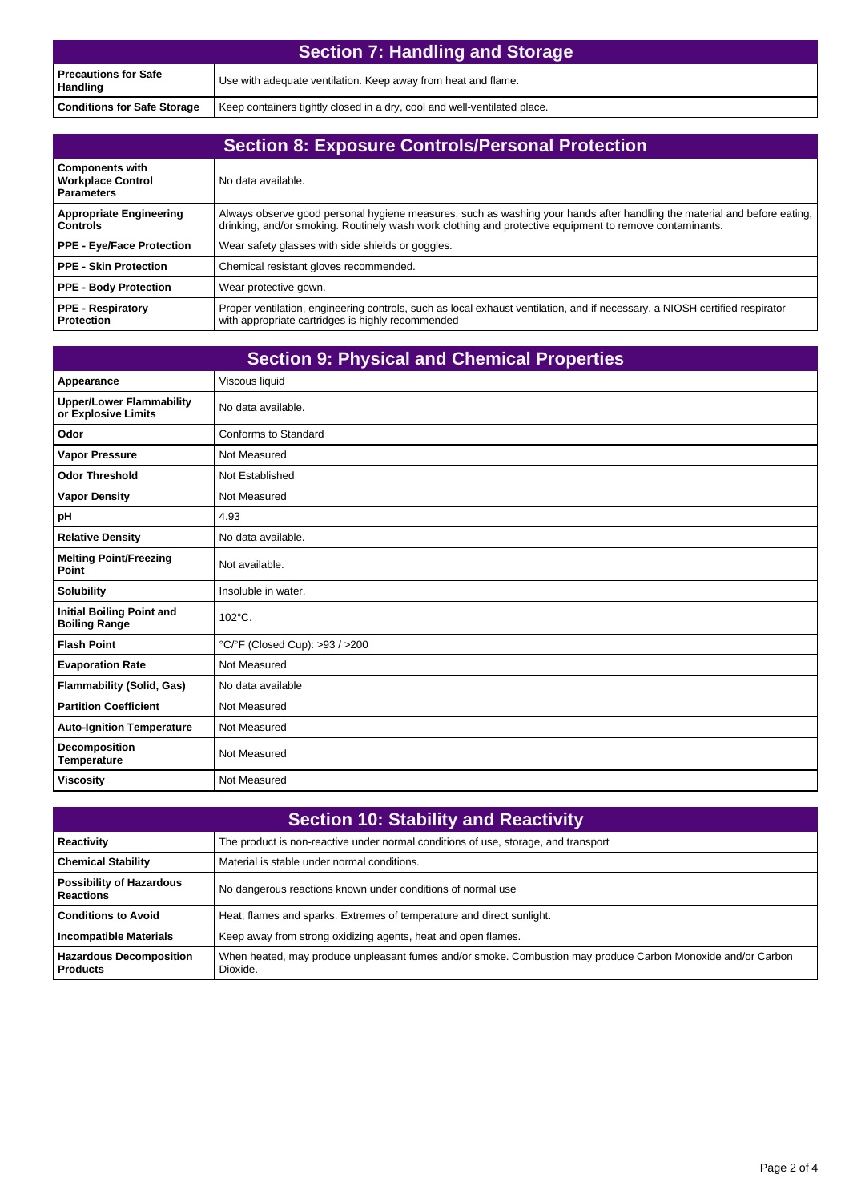## Section 7: Handling and Storage

| | |
|---|---|
| **Precautions for Safe Handling** | Use with adequate ventilation. Keep away from heat and flame. |
| **Conditions for Safe Storage** | Keep containers tightly closed in a dry, cool and well-ventilated place. |

## Section 8: Exposure Controls/Personal Protection

| | |
|---|---|
| **Components with Workplace Control Parameters** | No data available. |
| **Appropriate Engineering Controls** | Always observe good personal hygiene measures, such as washing your hands after handling the material and before eating, drinking, and/or smoking. Routinely wash work clothing and protective equipment to remove contaminants. |
| **PPE - Eye/Face Protection** | Wear safety glasses with side shields or goggles. |
| **PPE - Skin Protection** | Chemical resistant gloves recommended. |
| **PPE - Body Protection** | Wear protective gown. |
| **PPE - Respiratory Protection** | Proper ventilation, engineering controls, such as local exhaust ventilation, and if necessary, a NIOSH certified respirator with appropriate cartridges is highly recommended |

## Section 9: Physical and Chemical Properties

| | |
|---|---|
| **Appearance** | Viscous liquid |
| **Upper/Lower Flammability or Explosive Limits** | No data available. |
| **Odor** | Conforms to Standard |
| **Vapor Pressure** | Not Measured |
| **Odor Threshold** | Not Established |
| **Vapor Density** | Not Measured |
| **pH** | 4.93 |
| **Relative Density** | No data available. |
| **Melting Point/Freezing Point** | Not available. |
| **Solubility** | Insoluble in water. |
| **Initial Boiling Point and Boiling Range** | 102°C. |
| **Flash Point** | °C/°F (Closed Cup): >93 / >200 |
| **Evaporation Rate** | Not Measured |
| **Flammability (Solid, Gas)** | No data available |
| **Partition Coefficient** | Not Measured |
| **Auto-Ignition Temperature** | Not Measured |
| **Decomposition Temperature** | Not Measured |
| **Viscosity** | Not Measured |

## Section 10: Stability and Reactivity

| | |
|---|---|
| **Reactivity** | The product is non-reactive under normal conditions of use, storage, and transport |
| **Chemical Stability** | Material is stable under normal conditions. |
| **Possibility of Hazardous Reactions** | No dangerous reactions known under conditions of normal use |
| **Conditions to Avoid** | Heat, flames and sparks. Extremes of temperature and direct sunlight. |
| **Incompatible Materials** | Keep away from strong oxidizing agents, heat and open flames. |
| **Hazardous Decomposition Products** | When heated, may produce unpleasant fumes and/or smoke. Combustion may produce Carbon Monoxide and/or Carbon Dioxide. |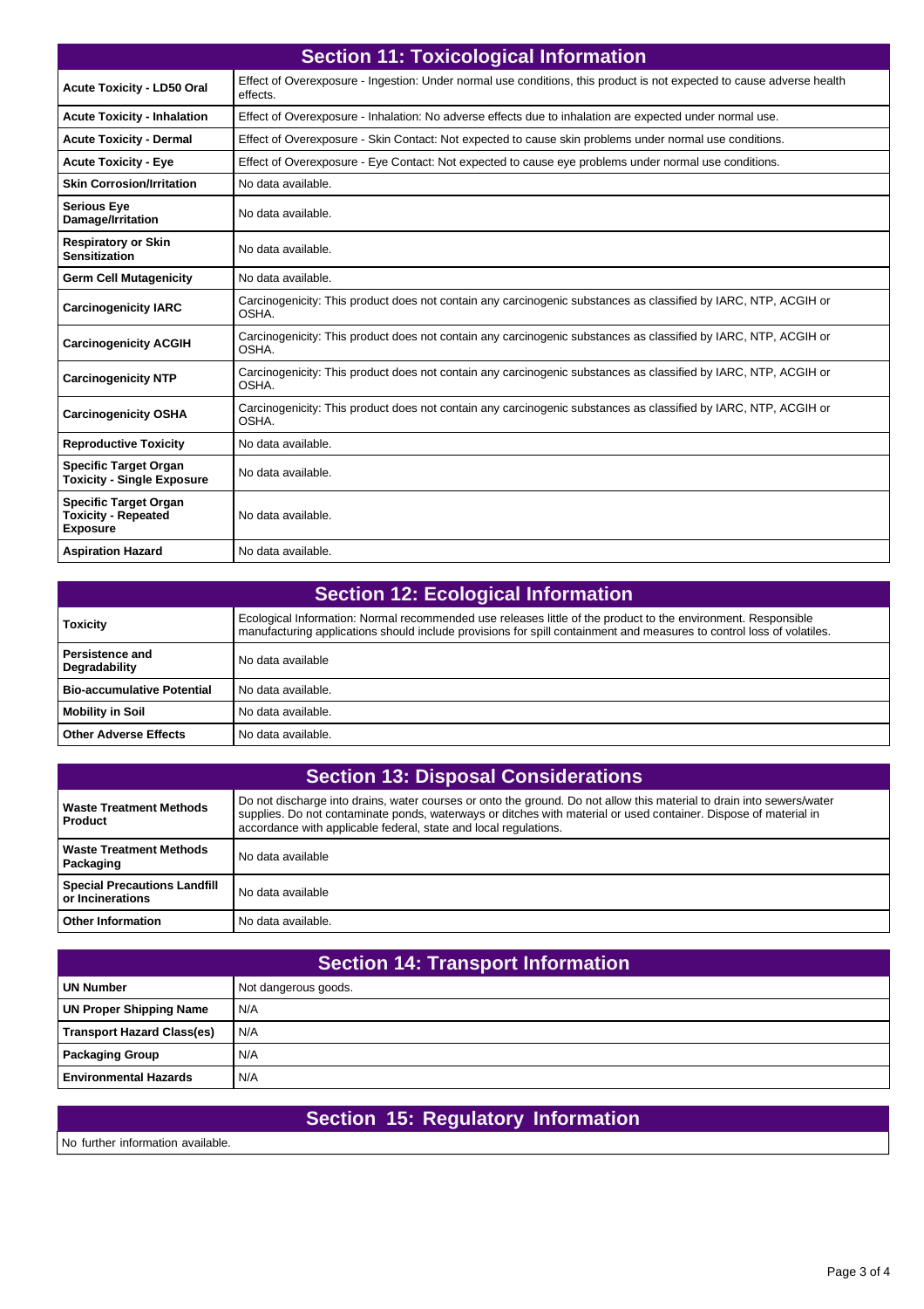## Section 11: Toxicological Information

| | |
|---|---|
| **Acute Toxicity - LD50 Oral** | Effect of Overexposure - Ingestion: Under normal use conditions, this product is not expected to cause adverse health effects. |
| **Acute Toxicity - Inhalation** | Effect of Overexposure - Inhalation: No adverse effects due to inhalation are expected under normal use. |
| **Acute Toxicity - Dermal** | Effect of Overexposure - Skin Contact: Not expected to cause skin problems under normal use conditions. |
| **Acute Toxicity - Eye** | Effect of Overexposure - Eye Contact: Not expected to cause eye problems under normal use conditions. |
| **Skin Corrosion/Irritation** | No data available. |
| **Serious Eye Damage/Irritation** | No data available. |
| **Respiratory or Skin Sensitization** | No data available. |
| **Germ Cell Mutagenicity** | No data available. |
| **Carcinogenicity IARC** | Carcinogenicity: This product does not contain any carcinogenic substances as classified by IARC, NTP, ACGIH or OSHA. |
| **Carcinogenicity ACGIH** | Carcinogenicity: This product does not contain any carcinogenic substances as classified by IARC, NTP, ACGIH or OSHA. |
| **Carcinogenicity NTP** | Carcinogenicity: This product does not contain any carcinogenic substances as classified by IARC, NTP, ACGIH or OSHA. |
| **Carcinogenicity OSHA** | Carcinogenicity: This product does not contain any carcinogenic substances as classified by IARC, NTP, ACGIH or OSHA. |
| **Reproductive Toxicity** | No data available. |
| **Specific Target Organ Toxicity - Single Exposure** | No data available. |
| **Specific Target Organ Toxicity - Repeated Exposure** | No data available. |
| **Aspiration Hazard** | No data available. |

## Section 12: Ecological Information

| | |
|---|---|
| **Toxicity** | Ecological Information: Normal recommended use releases little of the product to the environment. Responsible manufacturing applications should include provisions for spill containment and measures to control loss of volatiles. |
| **Persistence and Degradability** | No data available |
| **Bio-accumulative Potential** | No data available. |
| **Mobility in Soil** | No data available. |
| **Other Adverse Effects** | No data available. |

## Section 13: Disposal Considerations

| | |
|---|---|
| **Waste Treatment Methods Product** | Do not discharge into drains, water courses or onto the ground. Do not allow this material to drain into sewers/water supplies. Do not contaminate ponds, waterways or ditches with material or used container. Dispose of material in accordance with applicable federal, state and local regulations. |
| **Waste Treatment Methods Packaging** | No data available |
| **Special Precautions Landfill or Incinerations** | No data available |
| **Other Information** | No data available. |

## Section 14: Transport Information

| | |
|---|---|
| **UN Number** | Not dangerous goods. |
| **UN Proper Shipping Name** | N/A |
| **Transport Hazard Class(es)** | N/A |
| **Packaging Group** | N/A |
| **Environmental Hazards** | N/A |

## Section 15: Regulatory Information

No further information available.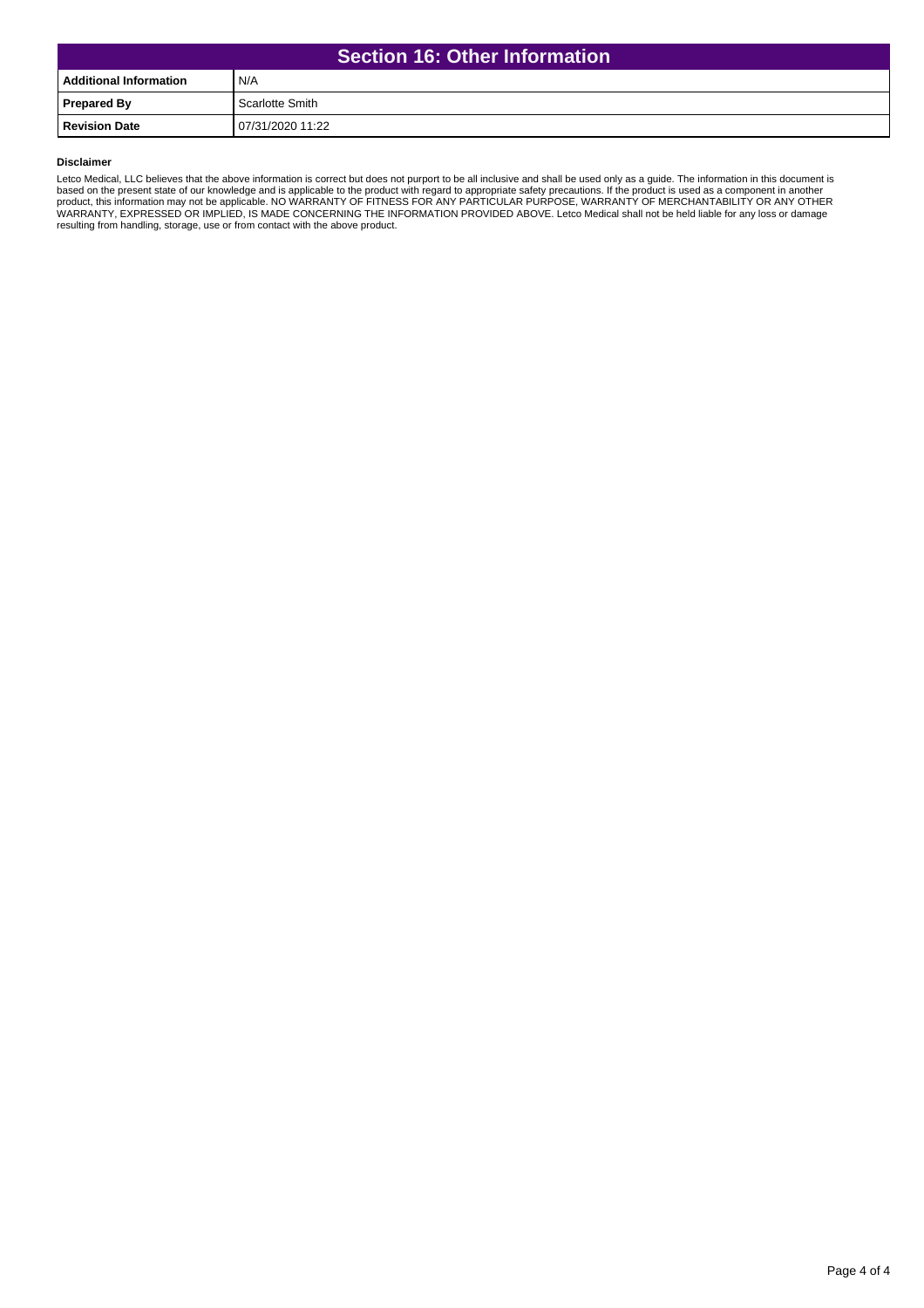## Section 16: Other Information

| | |
|---|---|
| **Additional Information** | N/A |
| **Prepared By** | Scarlotte Smith |
| **Revision Date** | 07/31/2020 11:22 |

**Disclaimer**

Letco Medical, LLC believes that the above information is correct but does not purport to be all inclusive and shall be used only as a guide. The information in this document is based on the present state of our knowledge and is applicable to the product with regard to appropriate safety precautions. If the product is used as a component in another product, this information may not be applicable. NO WARRANTY OF FITNESS FOR ANY PARTICULAR PURPOSE, WARRANTY OF MERCHANTABILITY OR ANY OTHER WARRANTY, EXPRESSED OR IMPLIED, IS MADE CONCERNING THE INFORMATION PROVIDED ABOVE. Letco Medical shall not be held liable for any loss or damage resulting from handling, storage, use or from contact with the above product.